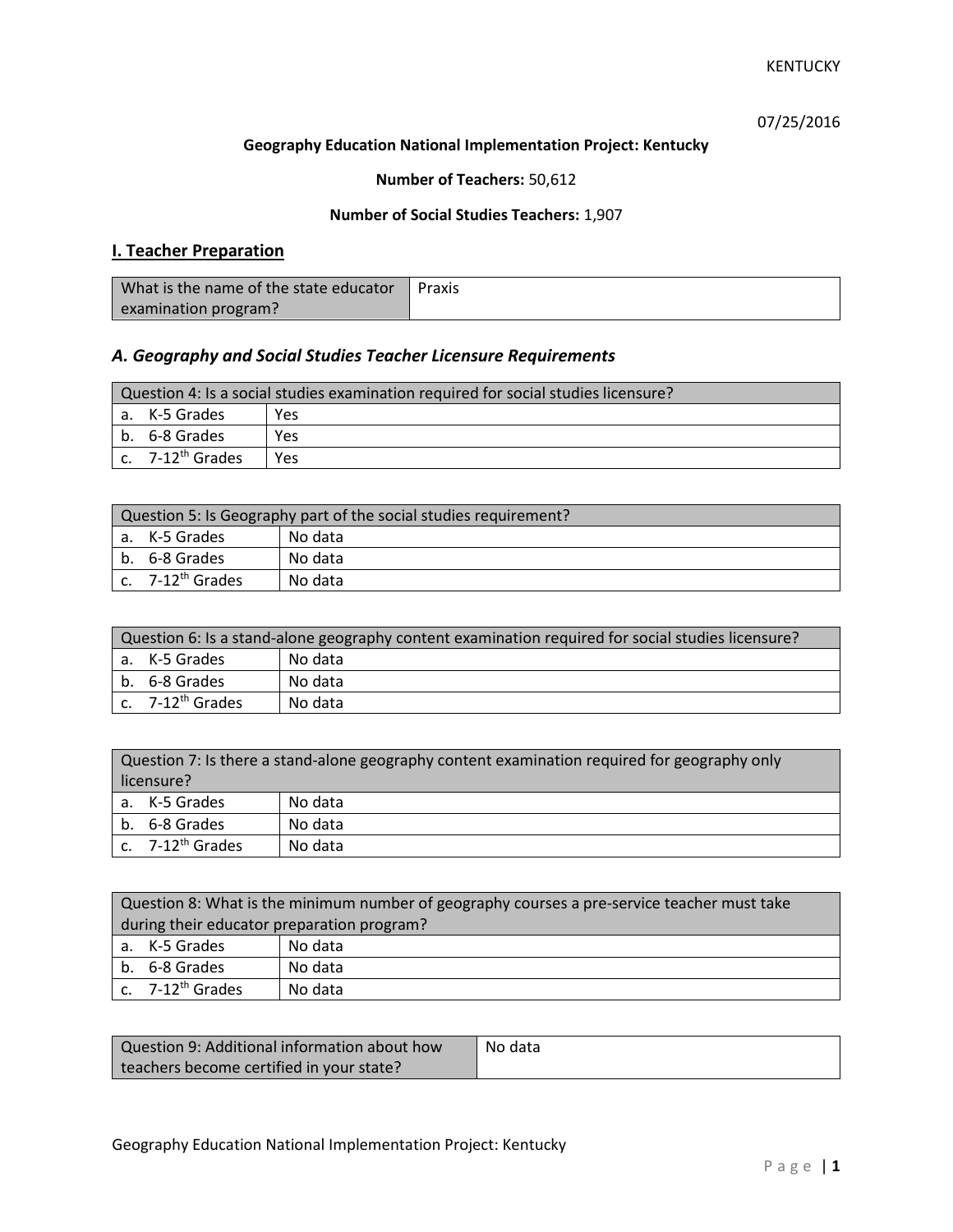KENTUCKY

07/25/2016

**Geography Education National Implementation Project: Kentucky**

**Number of Teachers:** 50,612

**Number of Social Studies Teachers:** 1,907

## I. Teacher Preparation

| What is the name of the state educator examination program? | Praxis |
|---|---|

### *A. Geography and Social Studies Teacher Licensure Requirements*

| Question 4: Is a social studies examination required for social studies licensure? | |
|---|---|
| a. K-5 Grades | Yes |
| b. 6-8 Grades | Yes |
| c. 7-12th Grades | Yes |

| Question 5: Is Geography part of the social studies requirement? | |
|---|---|
| a. K-5 Grades | No data |
| b. 6-8 Grades | No data |
| c. 7-12th Grades | No data |

| Question 6: Is a stand-alone geography content examination required for social studies licensure? | |
|---|---|
| a. K-5 Grades | No data |
| b. 6-8 Grades | No data |
| c. 7-12th Grades | No data |

| Question 7: Is there a stand-alone geography content examination required for geography only licensure? | |
|---|---|
| a. K-5 Grades | No data |
| b. 6-8 Grades | No data |
| c. 7-12th Grades | No data |

| Question 8: What is the minimum number of geography courses a pre-service teacher must take during their educator preparation program? | |
|---|---|
| a. K-5 Grades | No data |
| b. 6-8 Grades | No data |
| c. 7-12th Grades | No data |

| Question 9: Additional information about how teachers become certified in your state? | No data |
|---|---|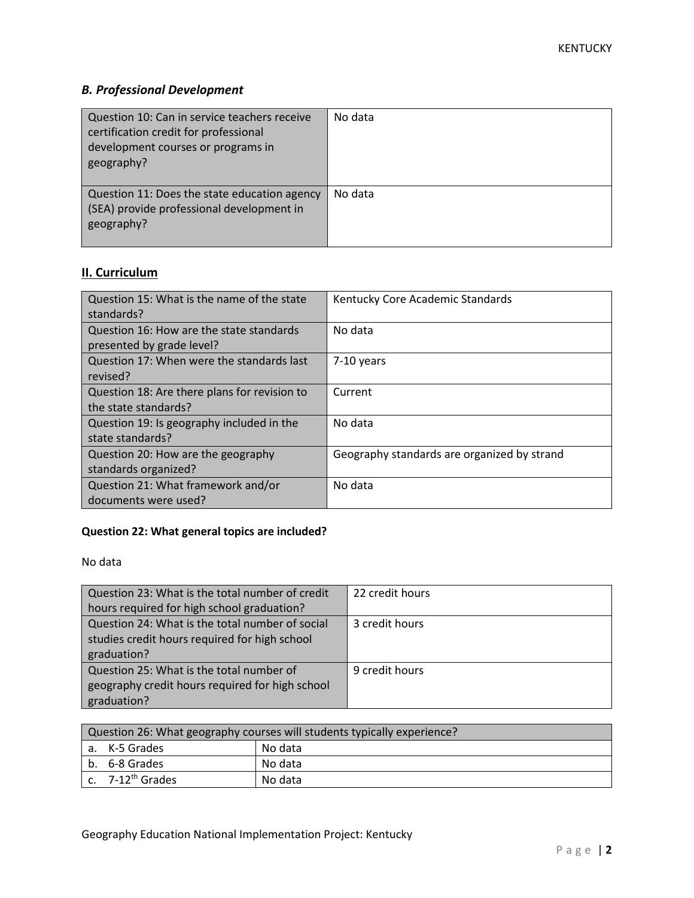### *B. Professional Development*

| Question | Response |
| --- | --- |
| Question 10: Can in service teachers receive certification credit for professional development courses or programs in geography? | No data |
| Question 11: Does the state education agency (SEA) provide professional development in geography? | No data |

## II. Curriculum

| Question | Response |
| --- | --- |
| Question 15: What is the name of the state standards? | Kentucky Core Academic Standards |
| Question 16: How are the state standards presented by grade level? | No data |
| Question 17: When were the standards last revised? | 7-10 years |
| Question 18: Are there plans for revision to the state standards? | Current |
| Question 19: Is geography included in the state standards? | No data |
| Question 20: How are the geography standards organized? | Geography standards are organized by strand |
| Question 21: What framework and/or documents were used? | No data |

**Question 22: What general topics are included?**

No data

| Question | Response |
| --- | --- |
| Question 23: What is the total number of credit hours required for high school graduation? | 22 credit hours |
| Question 24: What is the total number of social studies credit hours required for high school graduation? | 3 credit hours |
| Question 25: What is the total number of geography credit hours required for high school graduation? | 9 credit hours |

| Question 26: What geography courses will students typically experience? | |
| --- | --- |
| a. K-5 Grades | No data |
| b. 6-8 Grades | No data |
| c. 7-12th Grades | No data |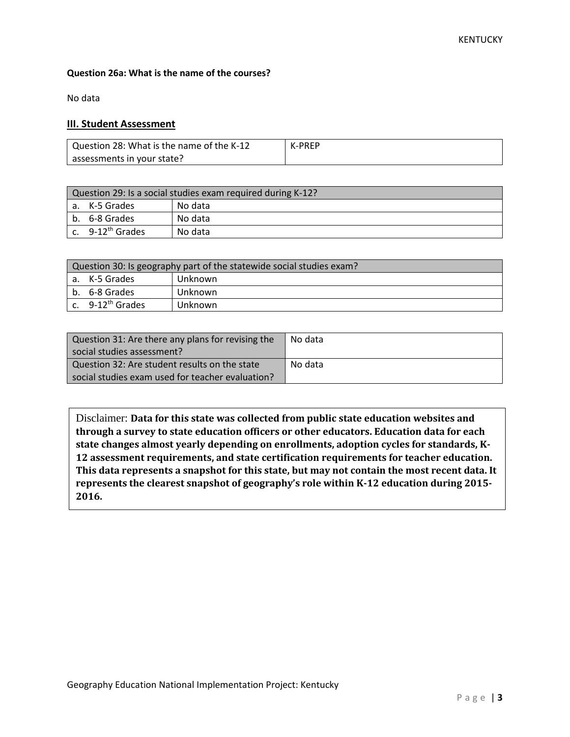**Question 26a: What is the name of the courses?**

No data

## III. Student Assessment

| | |
|---|---|
| Question 28: What is the name of the K-12 assessments in your state? | K-PREP |

| Question 29: Is a social studies exam required during K-12? | |
|---|---|
| a. K-5 Grades | No data |
| b. 6-8 Grades | No data |
| c. 9-12th Grades | No data |

| Question 30: Is geography part of the statewide social studies exam? | |
|---|---|
| a. K-5 Grades | Unknown |
| b. 6-8 Grades | Unknown |
| c. 9-12th Grades | Unknown |

| | |
|---|---|
| Question 31: Are there any plans for revising the social studies assessment? | No data |
| Question 32: Are student results on the state social studies exam used for teacher evaluation? | No data |

Disclaimer: **Data for this state was collected from public state education websites and through a survey to state education officers or other educators. Education data for each state changes almost yearly depending on enrollments, adoption cycles for standards, K-12 assessment requirements, and state certification requirements for teacher education. This data represents a snapshot for this state, but may not contain the most recent data. It represents the clearest snapshot of geography's role within K-12 education during 2015-2016.**